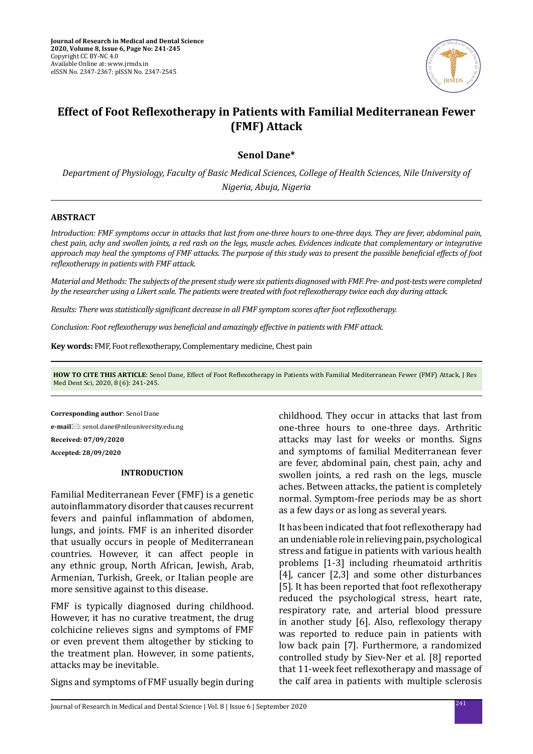# Effect of Foot Reflexotherapy in Patients with Familial Mediterranean Fewer (FMF) Attack

**Senol Dane***

*Department of Physiology, Faculty of Basic Medical Sciences, College of Health Sciences, Nile University of Nigeria, Abuja, Nigeria*

## ABSTRACT

*Introduction: FMF symptoms occur in attacks that last from one-three hours to one-three days. They are fever, abdominal pain, chest pain, achy and swollen joints, a red rash on the legs, muscle aches. Evidences indicate that complementary or integrative approach may heal the symptoms of FMF attacks. The purpose of this study was to present the possible beneficial effects of foot reflexotherapy in patients with FMF attack.*

*Material and Methods: The subjects of the present study were six patients diagnosed with FMF. Pre- and post-tests were completed by the researcher using a Likert scale. The patients were treated with foot reflexotherapy twice each day during attack.*

*Results: There was statistically significant decrease in all FMF symptom scores after foot reflexotherapy.*

*Conclusion: Foot reflexotherapy was beneficial and amazingly effective in patients with FMF attack.*

**Key words:** FMF, Foot reflexotherapy, Complementary medicine, Chest pain

**HOW TO CITE THIS ARTICLE**: Senol Dane, Effect of Foot Reflexotherapy in Patients with Familial Mediterranean Fewer (FMF) Attack, J Res Med Dent Sci, 2020, 8 (6): 241-245.

**Corresponding author**: Senol Dane

**e-mail**: senol.dane@nileuniversity.edu.ng

**Received: 07/09/2020**

**Accepted: 28/09/2020**

## INTRODUCTION

Familial Mediterranean Fever (FMF) is a genetic autoinflammatory disorder that causes recurrent fevers and painful inflammation of abdomen, lungs, and joints. FMF is an inherited disorder that usually occurs in people of Mediterranean countries. However, it can affect people in any ethnic group, North African, Jewish, Arab, Armenian, Turkish, Greek, or Italian people are more sensitive against to this disease.

FMF is typically diagnosed during childhood. However, it has no curative treatment, the drug colchicine relieves signs and symptoms of FMF or even prevent them altogether by sticking to the treatment plan. However, in some patients, attacks may be inevitable.

Signs and symptoms of FMF usually begin during childhood. They occur in attacks that last from one-three hours to one-three days. Arthritic attacks may last for weeks or months. Signs and symptoms of familial Mediterranean fever are fever, abdominal pain, chest pain, achy and swollen joints, a red rash on the legs, muscle aches. Between attacks, the patient is completely normal. Symptom-free periods may be as short as a few days or as long as several years.

It has been indicated that foot reflexotherapy had an undeniable role in relieving pain, psychological stress and fatigue in patients with various health problems [1-3] including rheumatoid arthritis [4], cancer [2,3] and some other disturbances [5]. It has been reported that foot reflexotherapy reduced the psychological stress, heart rate, respiratory rate, and arterial blood pressure in another study [6]. Also, reflexology therapy was reported to reduce pain in patients with low back pain [7]. Furthermore, a randomized controlled study by Siev-Ner et al. [8] reported that 11-week feet reflexotherapy and massage of the calf area in patients with multiple sclerosis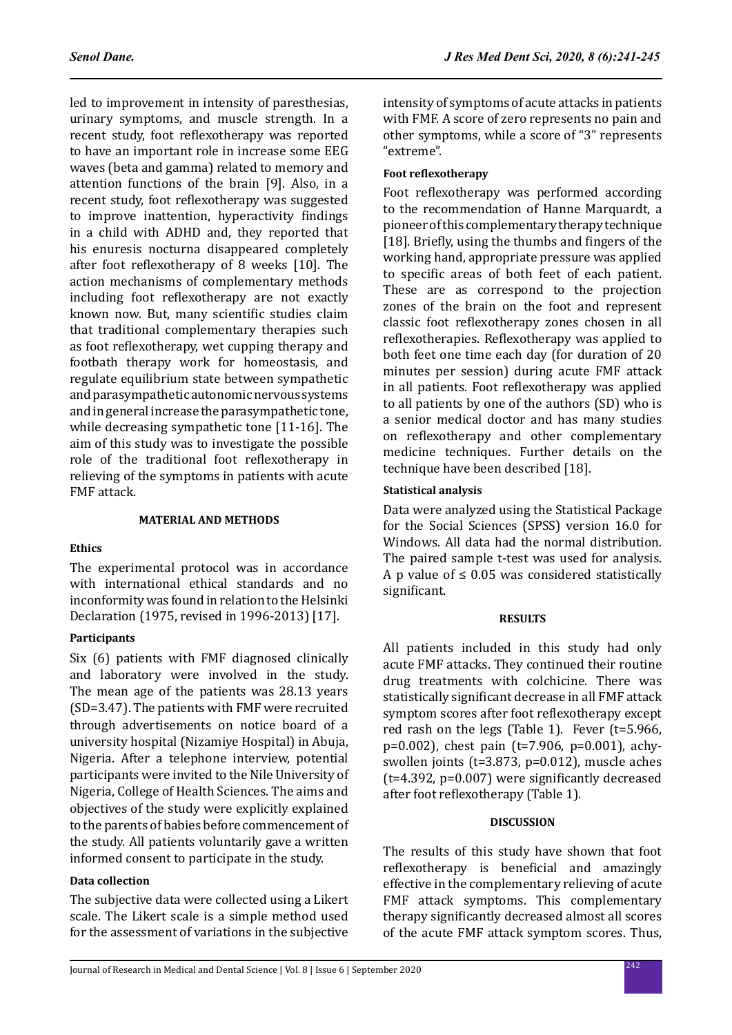led to improvement in intensity of paresthesias, urinary symptoms, and muscle strength. In a recent study, foot reflexotherapy was reported to have an important role in increase some EEG waves (beta and gamma) related to memory and attention functions of the brain [9]. Also, in a recent study, foot reflexotherapy was suggested to improve inattention, hyperactivity findings in a child with ADHD and, they reported that his enuresis nocturna disappeared completely after foot reflexotherapy of 8 weeks [10]. The action mechanisms of complementary methods including foot reflexotherapy are not exactly known now. But, many scientific studies claim that traditional complementary therapies such as foot reflexotherapy, wet cupping therapy and footbath therapy work for homeostasis, and regulate equilibrium state between sympathetic and parasympathetic autonomic nervous systems and in general increase the parasympathetic tone, while decreasing sympathetic tone [11-16]. The aim of this study was to investigate the possible role of the traditional foot reflexotherapy in relieving of the symptoms in patients with acute FMF attack.

## MATERIAL AND METHODS

### Ethics

The experimental protocol was in accordance with international ethical standards and no inconformity was found in relation to the Helsinki Declaration (1975, revised in 1996-2013) [17].

### Participants

Six (6) patients with FMF diagnosed clinically and laboratory were involved in the study. The mean age of the patients was 28.13 years (SD=3.47). The patients with FMF were recruited through advertisements on notice board of a university hospital (Nizamiye Hospital) in Abuja, Nigeria. After a telephone interview, potential participants were invited to the Nile University of Nigeria, College of Health Sciences. The aims and objectives of the study were explicitly explained to the parents of babies before commencement of the study. All patients voluntarily gave a written informed consent to participate in the study.

### Data collection

The subjective data were collected using a Likert scale. The Likert scale is a simple method used for the assessment of variations in the subjective intensity of symptoms of acute attacks in patients with FMF. A score of zero represents no pain and other symptoms, while a score of "3" represents "extreme".

### Foot reflexotherapy

Foot reflexotherapy was performed according to the recommendation of Hanne Marquardt, a pioneer of this complementary therapy technique [18]. Briefly, using the thumbs and fingers of the working hand, appropriate pressure was applied to specific areas of both feet of each patient. These are as correspond to the projection zones of the brain on the foot and represent classic foot reflexotherapy zones chosen in all reflexotherapies. Reflexotherapy was applied to both feet one time each day (for duration of 20 minutes per session) during acute FMF attack in all patients. Foot reflexotherapy was applied to all patients by one of the authors (SD) who is a senior medical doctor and has many studies on reflexotherapy and other complementary medicine techniques. Further details on the technique have been described [18].

### Statistical analysis

Data were analyzed using the Statistical Package for the Social Sciences (SPSS) version 16.0 for Windows. All data had the normal distribution. The paired sample t-test was used for analysis. A p value of $\leq 0.05$ was considered statistically significant.

## RESULTS

All patients included in this study had only acute FMF attacks. They continued their routine drug treatments with colchicine. There was statistically significant decrease in all FMF attack symptom scores after foot reflexotherapy except red rash on the legs (Table 1). Fever ($t=5.966$, $p=0.002$), chest pain ($t=7.906$, $p=0.001$), achy-swollen joints ($t=3.873$, $p=0.012$), muscle aches ($t=4.392$, $p=0.007$) were significantly decreased after foot reflexotherapy (Table 1).

## DISCUSSION

The results of this study have shown that foot reflexotherapy is beneficial and amazingly effective in the complementary relieving of acute FMF attack symptoms. This complementary therapy significantly decreased almost all scores of the acute FMF attack symptom scores. Thus,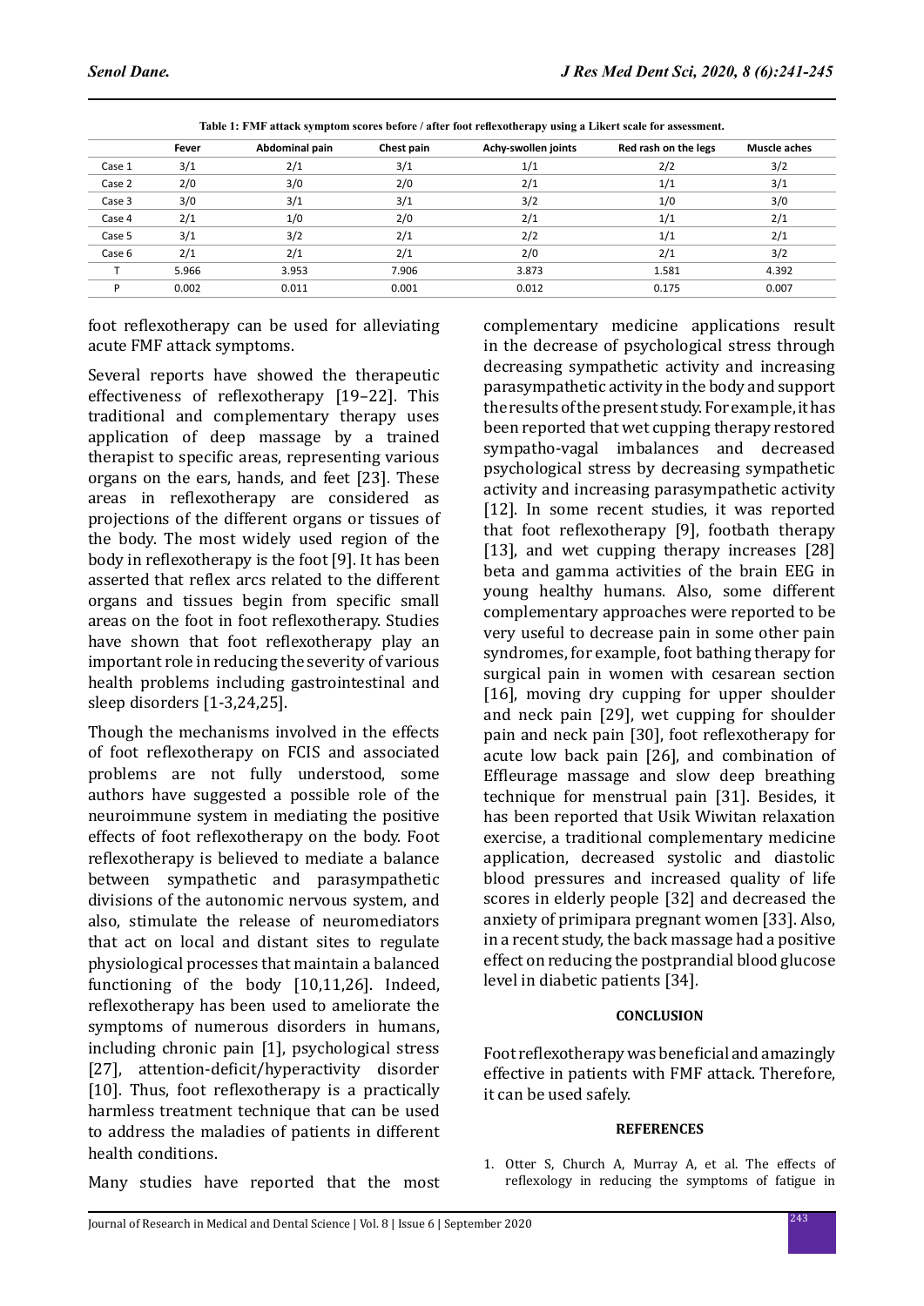Table 1: FMF attack symptom scores before / after foot reflexotherapy using a Likert scale for assessment.

| | Fever | Abdominal pain | Chest pain | Achy-swollen joints | Red rash on the legs | Muscle aches |
|---|---|---|---|---|---|---|
| Case 1 | 3/1 | 2/1 | 3/1 | 1/1 | 2/2 | 3/2 |
| Case 2 | 2/0 | 3/0 | 2/0 | 2/1 | 1/1 | 3/1 |
| Case 3 | 3/0 | 3/1 | 3/1 | 3/2 | 1/0 | 3/0 |
| Case 4 | 2/1 | 1/0 | 2/0 | 2/1 | 1/1 | 2/1 |
| Case 5 | 3/1 | 3/2 | 2/1 | 2/2 | 1/1 | 2/1 |
| Case 6 | 2/1 | 2/1 | 2/1 | 2/0 | 2/1 | 3/2 |
| T | 5.966 | 3.953 | 7.906 | 3.873 | 1.581 | 4.392 |
| P | 0.002 | 0.011 | 0.001 | 0.012 | 0.175 | 0.007 |

foot reflexotherapy can be used for alleviating acute FMF attack symptoms.

Several reports have showed the therapeutic effectiveness of reflexotherapy [19–22]. This traditional and complementary therapy uses application of deep massage by a trained therapist to specific areas, representing various organs on the ears, hands, and feet [23]. These areas in reflexotherapy are considered as projections of the different organs or tissues of the body. The most widely used region of the body in reflexotherapy is the foot [9]. It has been asserted that reflex arcs related to the different organs and tissues begin from specific small areas on the foot in foot reflexotherapy. Studies have shown that foot reflexotherapy play an important role in reducing the severity of various health problems including gastrointestinal and sleep disorders [1-3,24,25].

Though the mechanisms involved in the effects of foot reflexotherapy on FCIS and associated problems are not fully understood, some authors have suggested a possible role of the neuroimmune system in mediating the positive effects of foot reflexotherapy on the body. Foot reflexotherapy is believed to mediate a balance between sympathetic and parasympathetic divisions of the autonomic nervous system, and also, stimulate the release of neuromediators that act on local and distant sites to regulate physiological processes that maintain a balanced functioning of the body [10,11,26]. Indeed, reflexotherapy has been used to ameliorate the symptoms of numerous disorders in humans, including chronic pain [1], psychological stress [27], attention-deficit/hyperactivity disorder [10]. Thus, foot reflexotherapy is a practically harmless treatment technique that can be used to address the maladies of patients in different health conditions.

Many studies have reported that the most complementary medicine applications result in the decrease of psychological stress through decreasing sympathetic activity and increasing parasympathetic activity in the body and support the results of the present study. For example, it has been reported that wet cupping therapy restored sympatho-vagal imbalances and decreased psychological stress by decreasing sympathetic activity and increasing parasympathetic activity [12]. In some recent studies, it was reported that foot reflexotherapy [9], footbath therapy [13], and wet cupping therapy increases [28] beta and gamma activities of the brain EEG in young healthy humans. Also, some different complementary approaches were reported to be very useful to decrease pain in some other pain syndromes, for example, foot bathing therapy for surgical pain in women with cesarean section [16], moving dry cupping for upper shoulder and neck pain [29], wet cupping for shoulder pain and neck pain [30], foot reflexotherapy for acute low back pain [26], and combination of Effleurage massage and slow deep breathing technique for menstrual pain [31]. Besides, it has been reported that Usik Wiwitan relaxation exercise, a traditional complementary medicine application, decreased systolic and diastolic blood pressures and increased quality of life scores in elderly people [32] and decreased the anxiety of primipara pregnant women [33]. Also, in a recent study, the back massage had a positive effect on reducing the postprandial blood glucose level in diabetic patients [34].

## CONCLUSION

Foot reflexotherapy was beneficial and amazingly effective in patients with FMF attack. Therefore, it can be used safely.

## REFERENCES

1. Otter S, Church A, Murray A, et al. The effects of reflexology in reducing the symptoms of fatigue in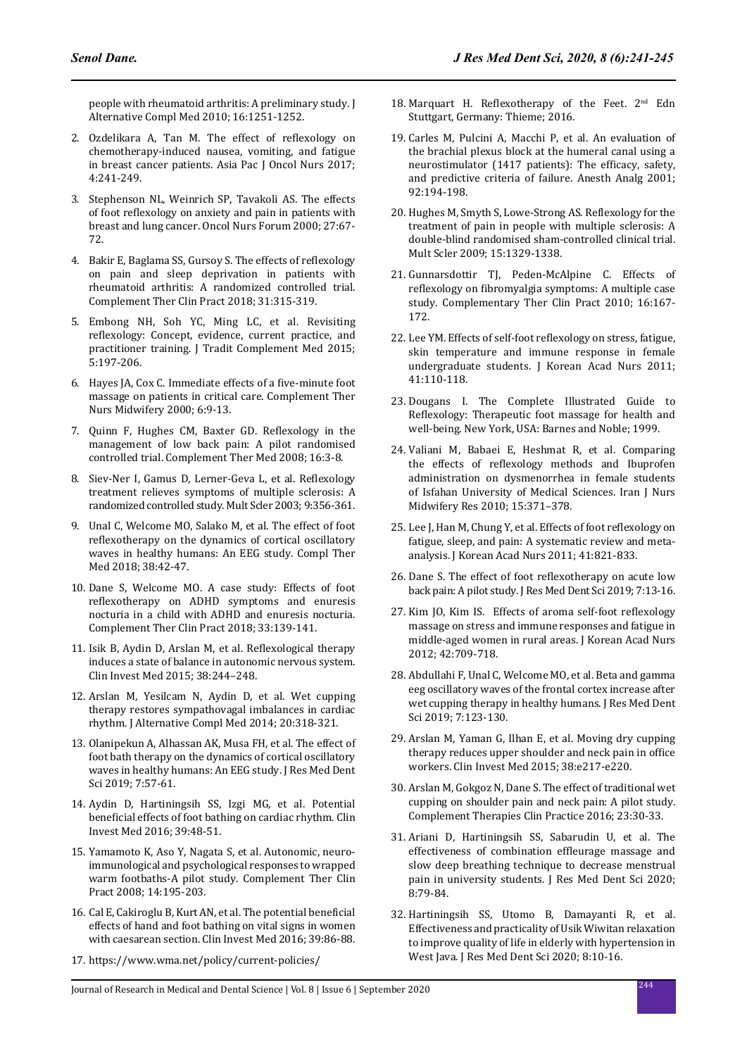people with rheumatoid arthritis: A preliminary study. J Alternative Compl Med 2010; 16:1251-1252.

2. Ozdelikara A, Tan M. The effect of reflexology on chemotherapy-induced nausea, vomiting, and fatigue in breast cancer patients. Asia Pac J Oncol Nurs 2017; 4:241-249.
3. Stephenson NL, Weinrich SP, Tavakoli AS. The effects of foot reflexology on anxiety and pain in patients with breast and lung cancer. Oncol Nurs Forum 2000; 27:67-72.
4. Bakir E, Baglama SS, Gursoy S. The effects of reflexology on pain and sleep deprivation in patients with rheumatoid arthritis: A randomized controlled trial. Complement Ther Clin Pract 2018; 31:315-319.
5. Embong NH, Soh YC, Ming LC, et al. Revisiting reflexology: Concept, evidence, current practice, and practitioner training. J Tradit Complement Med 2015; 5:197-206.
6. Hayes JA, Cox C. Immediate effects of a five-minute foot massage on patients in critical care. Complement Ther Nurs Midwifery 2000; 6:9-13.
7. Quinn F, Hughes CM, Baxter GD. Reflexology in the management of low back pain: A pilot randomised controlled trial. Complement Ther Med 2008; 16:3-8.
8. Siev-Ner I, Gamus D, Lerner-Geva L, et al. Reflexology treatment relieves symptoms of multiple sclerosis: A randomized controlled study. Mult Scler 2003; 9:356-361.
9. Unal C, Welcome MO, Salako M, et al. The effect of foot reflexotherapy on the dynamics of cortical oscillatory waves in healthy humans: An EEG study. Compl Ther Med 2018; 38:42-47.
10. Dane S, Welcome MO. A case study: Effects of foot reflexotherapy on ADHD symptoms and enuresis nocturia in a child with ADHD and enuresis nocturia. Complement Ther Clin Pract 2018; 33:139-141.
11. Isik B, Aydin D, Arslan M, et al. Reflexological therapy induces a state of balance in autonomic nervous system. Clin Invest Med 2015; 38:244–248.
12. Arslan M, Yesilcam N, Aydin D, et al. Wet cupping therapy restores sympathovagal imbalances in cardiac rhythm. J Alternative Compl Med 2014; 20:318-321.
13. Olanipekun A, Alhassan AK, Musa FH, et al. The effect of foot bath therapy on the dynamics of cortical oscillatory waves in healthy humans: An EEG study. J Res Med Dent Sci 2019; 7:57-61.
14. Aydin D, Hartiningsih SS, Izgi MG, et al. Potential beneficial effects of foot bathing on cardiac rhythm. Clin Invest Med 2016; 39:48-51.
15. Yamamoto K, Aso Y, Nagata S, et al. Autonomic, neuro-immunological and psychological responses to wrapped warm footbaths-A pilot study. Complement Ther Clin Pract 2008; 14:195-203.
16. Cal E, Cakiroglu B, Kurt AN, et al. The potential beneficial effects of hand and foot bathing on vital signs in women with caesarean section. Clin Invest Med 2016; 39:86-88.
17. https://www.wma.net/policy/current-policies/
18. Marquart H. Reflexotherapy of the Feet. 2nd Edn Stuttgart, Germany: Thieme; 2016.
19. Carles M, Pulcini A, Macchi P, et al. An evaluation of the brachial plexus block at the humeral canal using a neurostimulator (1417 patients): The efficacy, safety, and predictive criteria of failure. Anesth Analg 2001; 92:194-198.
20. Hughes M, Smyth S, Lowe-Strong AS. Reflexology for the treatment of pain in people with multiple sclerosis: A double-blind randomised sham-controlled clinical trial. Mult Scler 2009; 15:1329-1338.
21. Gunnarsdottir TJ, Peden-McAlpine C. Effects of reflexology on fibromyalgia symptoms: A multiple case study. Complementary Ther Clin Practc 2010; 16:167-172.
22. Lee YM. Effects of self-foot reflexology on stress, fatigue, skin temperature and immune response in female undergraduate students. J Korean Acad Nurs 2011; 41:110-118.
23. Dougans I. The Complete Illustrated Guide to Reflexology: Therapeutic foot massage for health and well-being. New York, USA: Barnes and Noble; 1999.
24. Valiani M, Babaei E, Heshmat R, et al. Comparing the effects of reflexology methods and Ibuprofen administration on dysmenorrhea in female students of Isfahan University of Medical Sciences. Iran J Nurs Midwifery Res 2010; 15:371–378.
25. Lee J, Han M, Chung Y, et al. Effects of foot reflexology on fatigue, sleep, and pain: A systematic review and meta-analysis. J Korean Acad Nurs 2011; 41:821-833.
26. Dane S. The effect of foot reflexotherapy on acute low back pain: A pilot study. J Res Med Dent Sci 2019; 7:13-16.
27. Kim JO, Kim IS. Effects of aroma self-foot reflexology massage on stress and immune responses and fatigue in middle-aged women in rural areas. J Korean Acad Nurs 2012; 42:709-718.
28. Abdullahi F, Unal C, Welcome MO, et al. Beta and gamma eeg oscillatory waves of the frontal cortex increase after wet cupping therapy in healthy humans. J Res Med Dent Sci 2019; 7:123-130.
29. Arslan M, Yaman G, Ilhan E, et al. Moving dry cupping therapy reduces upper shoulder and neck pain in office workers. Clin Invest Med 2015; 38:e217-e220.
30. Arslan M, Gokgoz N, Dane S. The effect of traditional wet cupping on shoulder pain and neck pain: A pilot study. Complement Therapies Clin Practice 2016; 23:30-33.
31. Ariani D, Hartiningsih SS, Sabarudin U, et al. The effectiveness of combination effleurage massage and slow deep breathing technique to decrease menstrual pain in university students. J Res Med Dent Sci 2020; 8:79-84.
32. Hartiningsih SS, Utomo B, Damayanti R, et al. Effectiveness and practicality of Usik Wiwitan relaxation to improve quality of life in elderly with hypertension in West Java. J Res Med Dent Sci 2020; 8:10-16.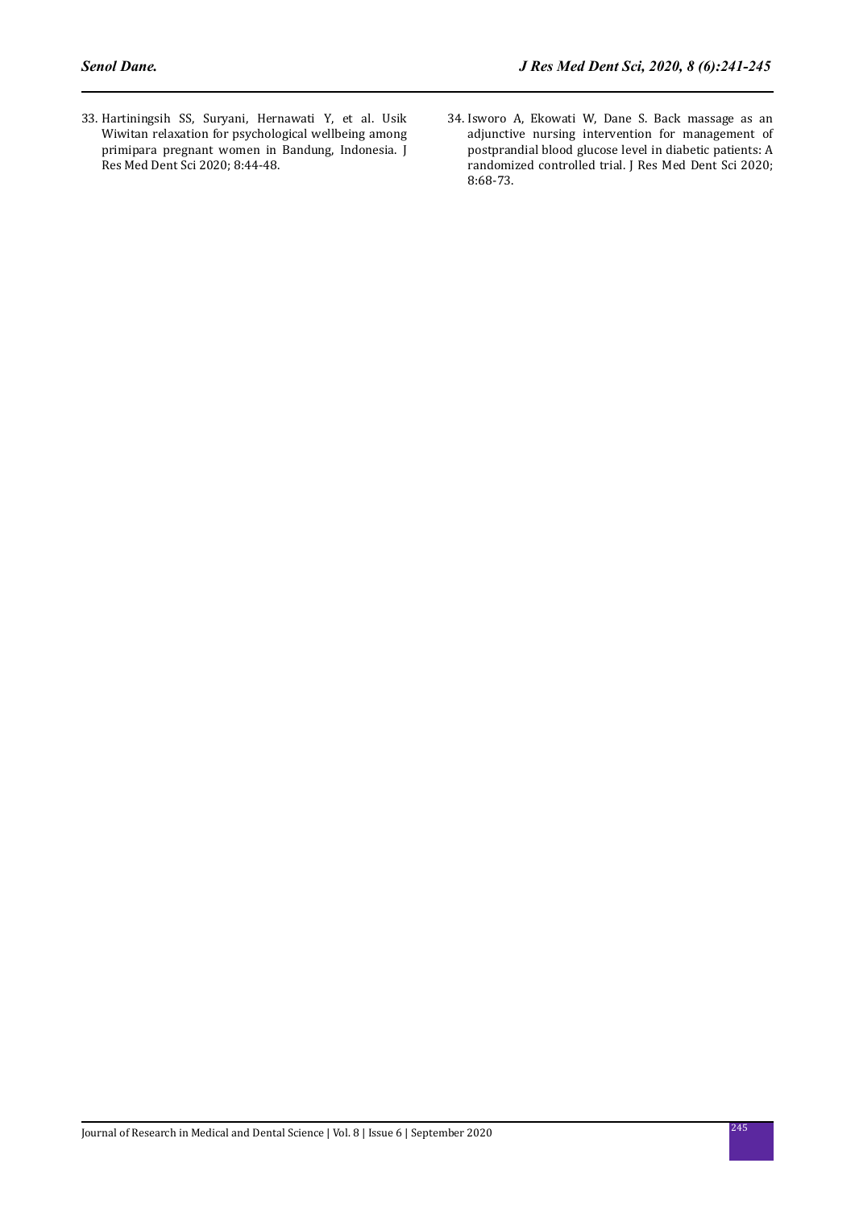33. Hartiningsih SS, Suryani, Hernawati Y, et al. Usik Wiwitan relaxation for psychological wellbeing among primipara pregnant women in Bandung, Indonesia. J Res Med Dent Sci 2020; 8:44-48.

34. Isworo A, Ekowati W, Dane S. Back massage as an adjunctive nursing intervention for management of postprandial blood glucose level in diabetic patients: A randomized controlled trial. J Res Med Dent Sci 2020; 8:68-73.